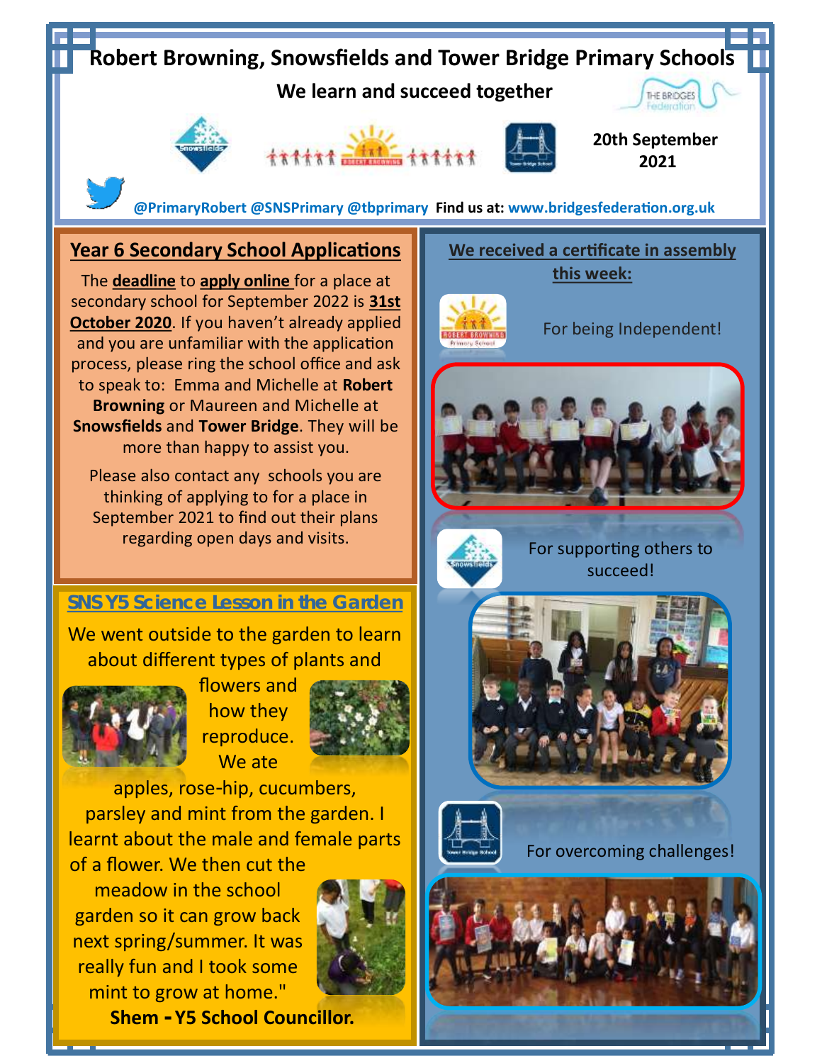# Robert Browning, Snowsfields and Tower Bridge Primary Schools

**We learn and succeed together**

**20th September 2021**

@PrimaryRobert @SNSPrimary @tbprimary **Find us at:** www.bridgesfederation.org.uk

## Year 6 Secondary School Applications

The **deadline** to **apply online** for a place at secondary school for September 2022 is **31st October 2020**. If you haven't already applied and you are unfamiliar with the application process, please ring the school office and ask to speak to: Emma and Michelle at **Robert Browning** or Maureen and Michelle at **Snowsfields** and **Tower Bridge**. They will be more than happy to assist you.

Please also contact any schools you are thinking of applying to for a place in September 2021 to find out their plans regarding open days and visits.

## SNS Y5 Science Lesson in the Garden

We went outside to the garden to learn about different types of plants and flowers and how they reproduce. We ate apples, rose-hip, cucumbers, parsley and mint from the garden. I learnt about the male and female parts of a flower. We then cut the meadow in the school garden so it can grow back next spring/summer. It was really fun and I took some mint to grow at home."

**Shem - Y5 School Councillor.**

## We received a certificate in assembly this week:

For being Independent!

For supporting others to succeed!

For overcoming challenges!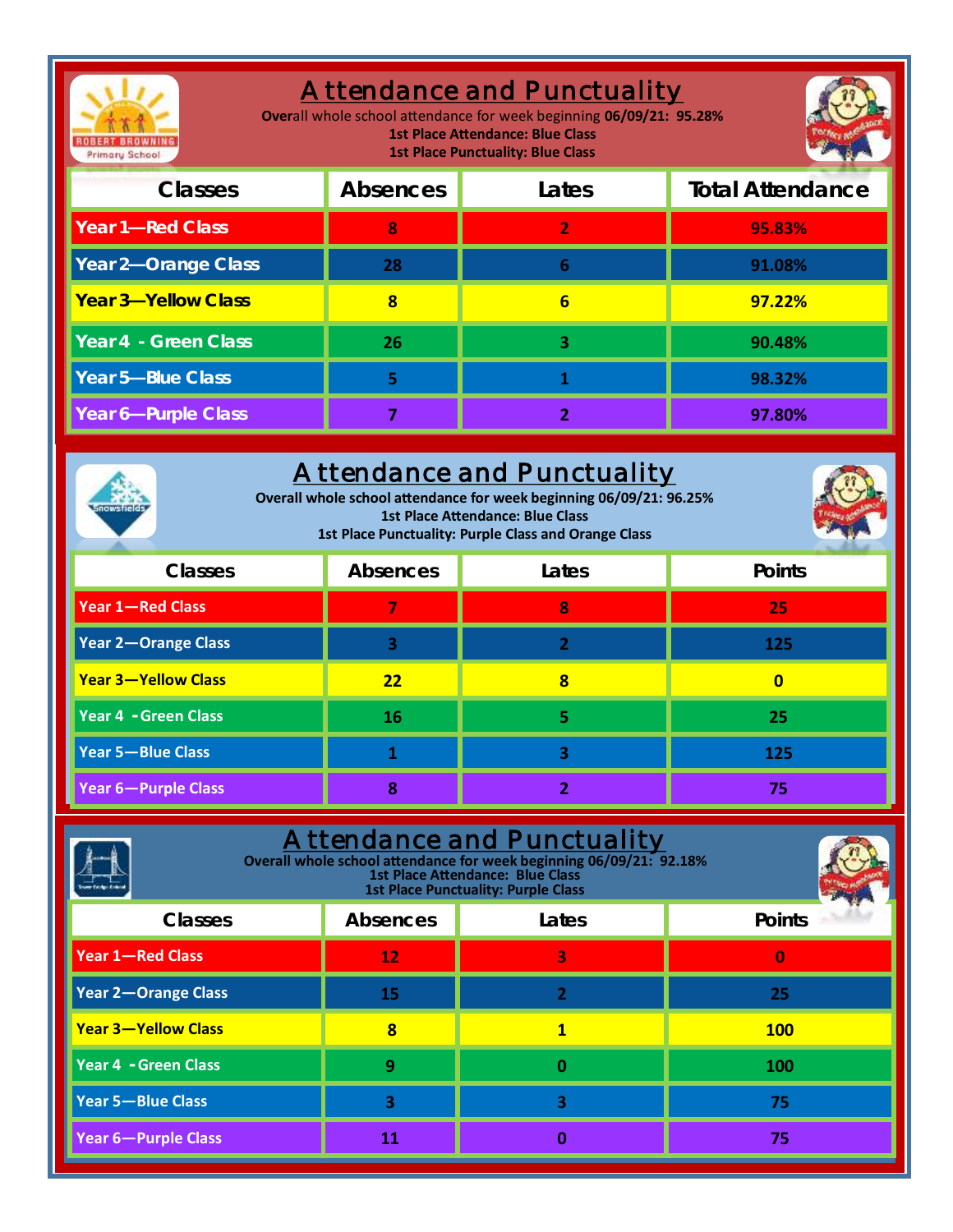# Attendance and Punctuality

**Overall whole school attendance for week beginning 06/09/21: 95.28%**
**1st Place Attendance: Blue Class**
**1st Place Punctuality: Blue Class**

| Classes | Absences | Lates | Total Attendance |
|---|---|---|---|
| Year 1—Red Class | 8 | 2 | 95.83% |
| Year 2—Orange Class | 28 | 6 | 91.08% |
| Year 3—Yellow Class | 8 | 6 | 97.22% |
| Year 4 - Green Class | 26 | 3 | 90.48% |
| Year 5—Blue Class | 5 | 1 | 98.32% |
| Year 6—Purple Class | 7 | 2 | 97.80% |

# Attendance and Punctuality

**Overall whole school attendance for week beginning 06/09/21: 96.25%**
**1st Place Attendance: Blue Class**
**1st Place Punctuality: Purple Class and Orange Class**

| Classes | Absences | Lates | Points |
|---|---|---|---|
| Year 1—Red Class | 7 | 8 | 25 |
| Year 2—Orange Class | 3 | 2 | 125 |
| Year 3—Yellow Class | 22 | 8 | 0 |
| Year 4 - Green Class | 16 | 5 | 25 |
| Year 5—Blue Class | 1 | 3 | 125 |
| Year 6—Purple Class | 8 | 2 | 75 |

# Attendance and Punctuality

**Overall whole school attendance for week beginning 06/09/21: 92.18%**
**1st Place Attendance: Blue Class**
**1st Place Punctuality: Purple Class**

| Classes | Absences | Lates | Points |
|---|---|---|---|
| Year 1—Red Class | 12 | 3 | 0 |
| Year 2—Orange Class | 15 | 2 | 25 |
| Year 3—Yellow Class | 8 | 1 | 100 |
| Year 4 - Green Class | 9 | 0 | 100 |
| Year 5—Blue Class | 3 | 3 | 75 |
| Year 6—Purple Class | 11 | 0 | 75 |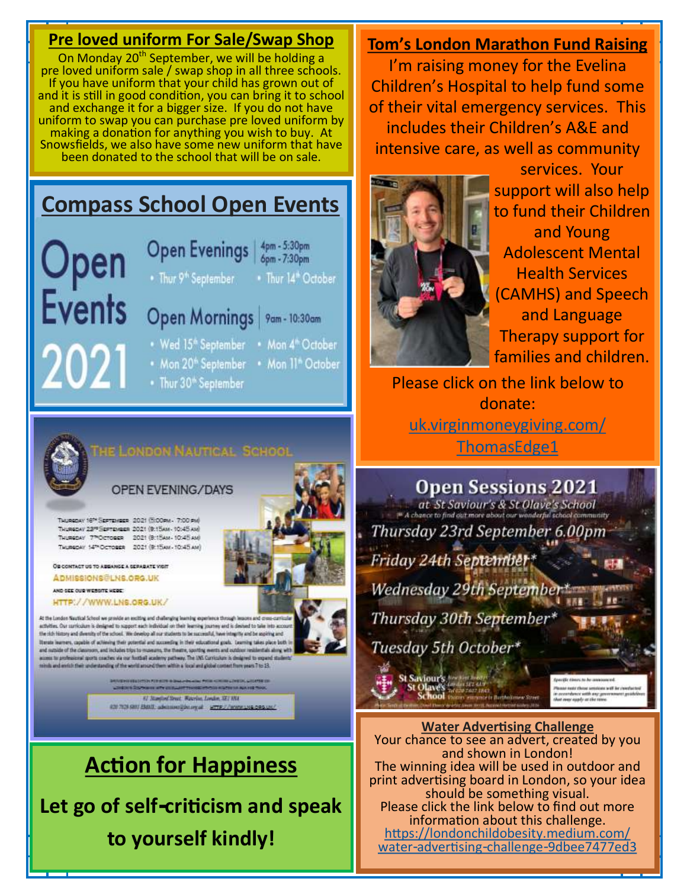## Pre loved uniform For Sale/Swap Shop

On Monday 20th September, we will be holding a pre loved uniform sale / swap shop in all three schools. If you have uniform that your child has grown out of and it is still in good condition, you can bring it to school and exchange it for a bigger size. If you do not have uniform to swap you can purchase pre loved uniform by making a donation for anything you wish to buy. At Snowsfields, we also have some new uniform that have been donated to the school that will be on sale.

## Compass School Open Events

**Open Events 2021**

**Open Evenings** 4pm - 5:30pm / 6pm - 7:30pm

- Thur 9th September
- Thur 14th October

**Open Mornings** 9am - 10:30am

- Wed 15th September
- Mon 20th September
- Thur 30th September
- Mon 4th October
- Mon 11th October

## The London Nautical School

OPEN EVENING/DAYS

Thursday 16th September 2021 (5:00pm - 7:00 pm)
Thursday 23rd September 2021 (9:15am - 10:45 am)
Thursday 7th October 2021 (9:15am - 10:45 am)
Thursday 14th October 2021 (9:15am - 10:45 am)

Or contact us to arrange a separate visit
ADMISSIONS@LNS.ORG.UK

And see our website here:
HTTP://WWW.LNS.ORG.UK/

At the London Nautical School we provide an exciting and challenging learning experience through lessons and cross-curricular activities. Our curriculum is designed to support each individual on their learning journey and is devised to take into account the rich history and diversity of the school. We develop all our students to be successful, have integrity and be aspiring and literate learners, capable of achieving their potential and succeeding in their educational goals. Learning takes place both in and outside of the classroom, and includes trips to museums, the theatre, sporting events and outdoor residentials along with access to professional sports coaches via our football academy pathway. The LNS Curriculum is designed to expand students' minds and enrich their understanding of the world around them within a local and global context from years 7 to 13.

61 Stamford Street, Waterloo, London, SE1 9NA
020 7928 6801 EMAIL: admissions@lns.org.uk HTTP://WWW.LNS.ORG.UK/

## Action for Happiness

**Let go of self-criticism and speak to yourself kindly!**

## Tom's London Marathon Fund Raising

I'm raising money for the Evelina Children's Hospital to help fund some of their vital emergency services. This includes their Children's A&E and intensive care, as well as community services. Your support will also help to fund their Children and Young Adolescent Mental Health Services (CAMHS) and Speech and Language Therapy support for families and children.

Please click on the link below to donate:

[uk.virginmoneygiving.com/ThomasEdge1](uk.virginmoneygiving.com/ThomasEdge1)

## Open Sessions 2021

*at St Saviour's & St Olave's School*

*A chance to find out more about our wonderful school community*

*Thursday 23rd September 6.00pm*

*Friday 24th September\**

*Wednesday 29th September\**

*Thursday 30th September\**

*Tuesday 5th October\**

St Saviour's & St Olave's School

\*Specific times to be announced. Please note these sessions will be conducted in accordance with any government guidelines that may apply at the time.

## Water Advertising Challenge

Your chance to see an advert, created by you and shown in London!

The winning idea will be used in outdoor and print advertising board in London, so your idea should be something visual.

Please click the link below to find out more information about this challenge.

[https://londonchildobesity.medium.com/water-advertising-challenge-9dbee7477ed3](https://londonchildobesity.medium.com/water-advertising-challenge-9dbee7477ed3)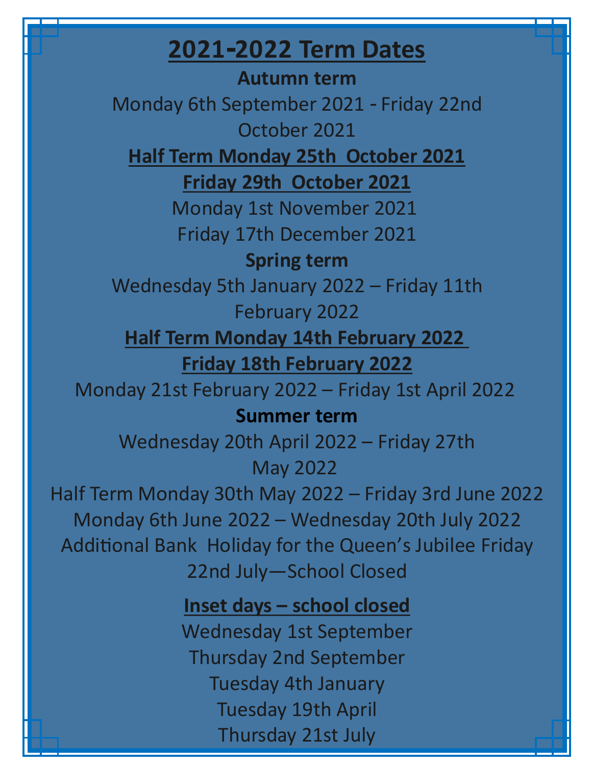# 2021-2022 Term Dates

**Autumn term**

Monday 6th September 2021 - Friday 22nd October 2021

**Half Term Monday 25th October 2021**

**Friday 29th October 2021**

Monday 1st November 2021

Friday 17th December 2021

**Spring term**

Wednesday 5th January 2022 – Friday 11th February 2022

**Half Term Monday 14th February 2022**

**Friday 18th February 2022**

Monday 21st February 2022 – Friday 1st April 2022

**Summer term**

Wednesday 20th April 2022 – Friday 27th May 2022

Half Term Monday 30th May 2022 – Friday 3rd June 2022

Monday 6th June 2022 – Wednesday 20th July 2022

Additional Bank Holiday for the Queen's Jubilee Friday 22nd July—School Closed

**Inset days – school closed**

Wednesday 1st September

Thursday 2nd September

Tuesday 4th January

Tuesday 19th April

Thursday 21st July